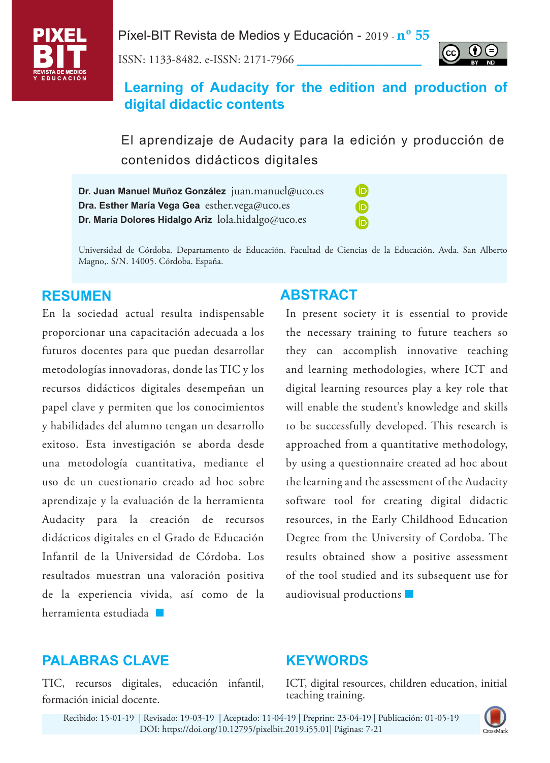# Learning of Audacity for the edition and production of digital didactic contents

## El aprendizaje de Audacity para la edición y producción de contenidos didácticos digitales

**Dr. Juan Manuel Muñoz González** juan.manuel@uco.es
**Dra. Esther María Vega Gea** esther.vega@uco.es
**Dr. María Dolores Hidalgo Ariz** lola.hidalgo@uco.es

Universidad de Córdoba. Departamento de Educación. Facultad de Ciencias de la Educación. Avda. San Alberto Magno,. S/N. 14005. Córdoba. España.

## RESUMEN

En la sociedad actual resulta indispensable proporcionar una capacitación adecuada a los futuros docentes para que puedan desarrollar metodologías innovadoras, donde las TIC y los recursos didácticos digitales desempeñan un papel clave y permiten que los conocimientos y habilidades del alumno tengan un desarrollo exitoso. Esta investigación se aborda desde una metodología cuantitativa, mediante el uso de un cuestionario creado ad hoc sobre aprendizaje y la evaluación de la herramienta Audacity para la creación de recursos didácticos digitales en el Grado de Educación Infantil de la Universidad de Córdoba. Los resultados muestran una valoración positiva de la experiencia vivida, así como de la herramienta estudiada

## ABSTRACT

In present society it is essential to provide the necessary training to future teachers so they can accomplish innovative teaching and learning methodologies, where ICT and digital learning resources play a key role that will enable the student's knowledge and skills to be successfully developed. This research is approached from a quantitative methodology, by using a questionnaire created ad hoc about the learning and the assessment of the Audacity software tool for creating digital didactic resources, in the Early Childhood Education Degree from the University of Cordoba. The results obtained show a positive assessment of the tool studied and its subsequent use for audiovisual productions

## PALABRAS CLAVE

TIC, recursos digitales, educación infantil, formación inicial docente.

## KEYWORDS

ICT, digital resources, children education, initial teaching training.

Recibido: 15-01-19 | Revisado: 19-03-19 | Aceptado: 11-04-19 | Preprint: 23-04-19 | Publicación: 01-05-19
DOI: https://doi.org/10.12795/pixelbit.2019.i55.01| Páginas: 7-21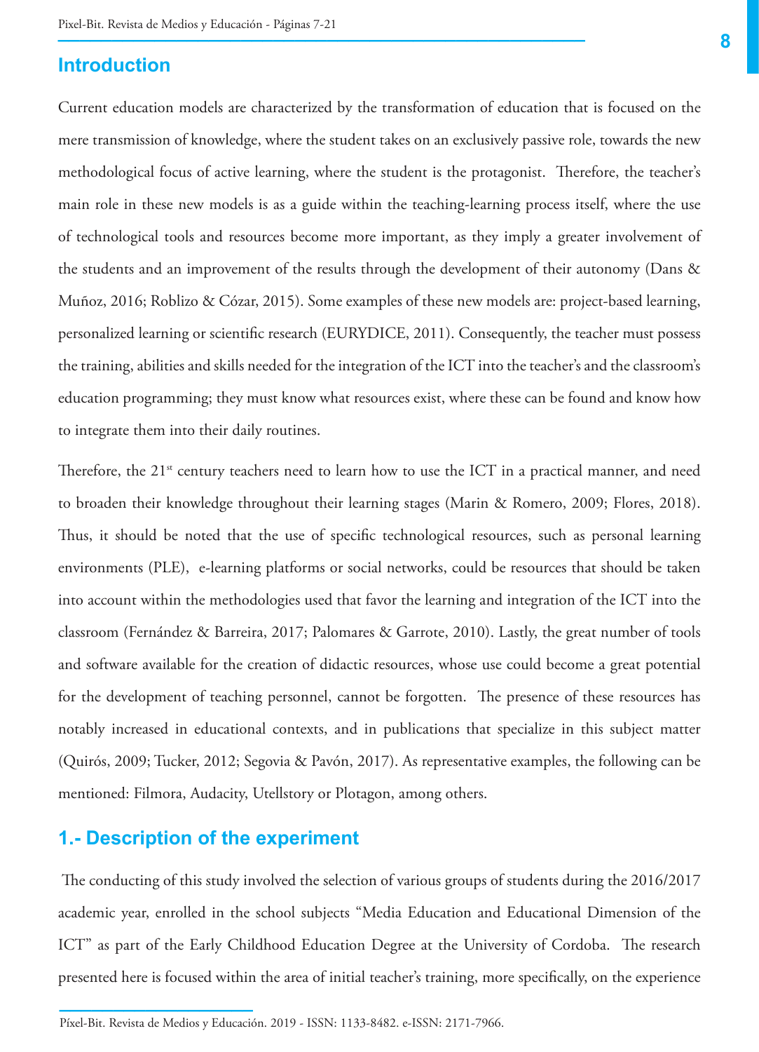## Introduction

Current education models are characterized by the transformation of education that is focused on the mere transmission of knowledge, where the student takes on an exclusively passive role, towards the new methodological focus of active learning, where the student is the protagonist. Therefore, the teacher's main role in these new models is as a guide within the teaching-learning process itself, where the use of technological tools and resources become more important, as they imply a greater involvement of the students and an improvement of the results through the development of their autonomy (Dans & Muñoz, 2016; Roblizo & Cózar, 2015). Some examples of these new models are: project-based learning, personalized learning or scientific research (EURYDICE, 2011). Consequently, the teacher must possess the training, abilities and skills needed for the integration of the ICT into the teacher's and the classroom's education programming; they must know what resources exist, where these can be found and know how to integrate them into their daily routines.

Therefore, the 21st century teachers need to learn how to use the ICT in a practical manner, and need to broaden their knowledge throughout their learning stages (Marin & Romero, 2009; Flores, 2018). Thus, it should be noted that the use of specific technological resources, such as personal learning environments (PLE), e-learning platforms or social networks, could be resources that should be taken into account within the methodologies used that favor the learning and integration of the ICT into the classroom (Fernández & Barreira, 2017; Palomares & Garrote, 2010). Lastly, the great number of tools and software available for the creation of didactic resources, whose use could become a great potential for the development of teaching personnel, cannot be forgotten. The presence of these resources has notably increased in educational contexts, and in publications that specialize in this subject matter (Quirós, 2009; Tucker, 2012; Segovia & Pavón, 2017). As representative examples, the following can be mentioned: Filmora, Audacity, Utellstory or Plotagon, among others.

## 1.- Description of the experiment

The conducting of this study involved the selection of various groups of students during the 2016/2017 academic year, enrolled in the school subjects "Media Education and Educational Dimension of the ICT" as part of the Early Childhood Education Degree at the University of Cordoba. The research presented here is focused within the area of initial teacher's training, more specifically, on the experience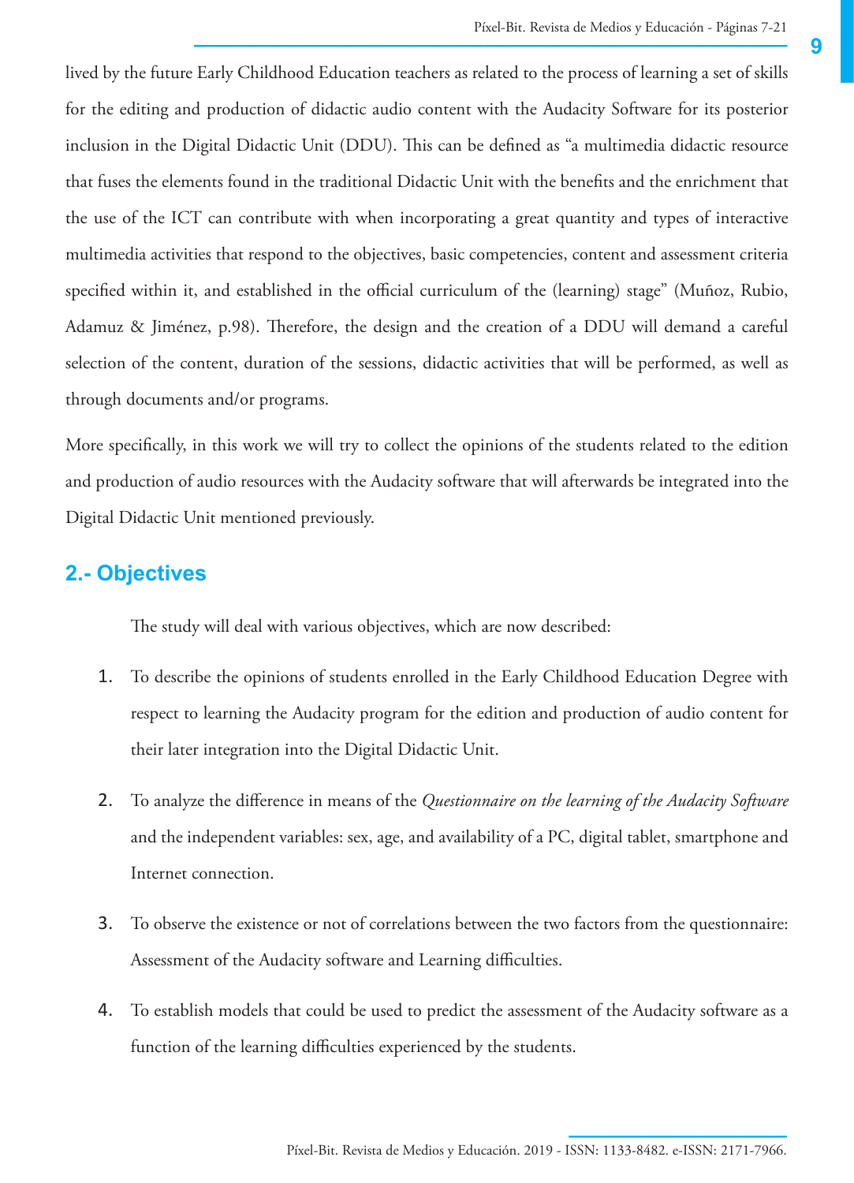lived by the future Early Childhood Education teachers as related to the process of learning a set of skills for the editing and production of didactic audio content with the Audacity Software for its posterior inclusion in the Digital Didactic Unit (DDU). This can be defined as "a multimedia didactic resource that fuses the elements found in the traditional Didactic Unit with the benefits and the enrichment that the use of the ICT can contribute with when incorporating a great quantity and types of interactive multimedia activities that respond to the objectives, basic competencies, content and assessment criteria specified within it, and established in the official curriculum of the (learning) stage" (Muñoz, Rubio, Adamuz & Jiménez, p.98). Therefore, the design and the creation of a DDU will demand a careful selection of the content, duration of the sessions, didactic activities that will be performed, as well as through documents and/or programs.

More specifically, in this work we will try to collect the opinions of the students related to the edition and production of audio resources with the Audacity software that will afterwards be integrated into the Digital Didactic Unit mentioned previously.

## 2.- Objectives

The study will deal with various objectives, which are now described:

1. To describe the opinions of students enrolled in the Early Childhood Education Degree with respect to learning the Audacity program for the edition and production of audio content for their later integration into the Digital Didactic Unit.

2. To analyze the difference in means of the *Questionnaire on the learning of the Audacity Software* and the independent variables: sex, age, and availability of a PC, digital tablet, smartphone and Internet connection.

3. To observe the existence or not of correlations between the two factors from the questionnaire: Assessment of the Audacity software and Learning difficulties.

4. To establish models that could be used to predict the assessment of the Audacity software as a function of the learning difficulties experienced by the students.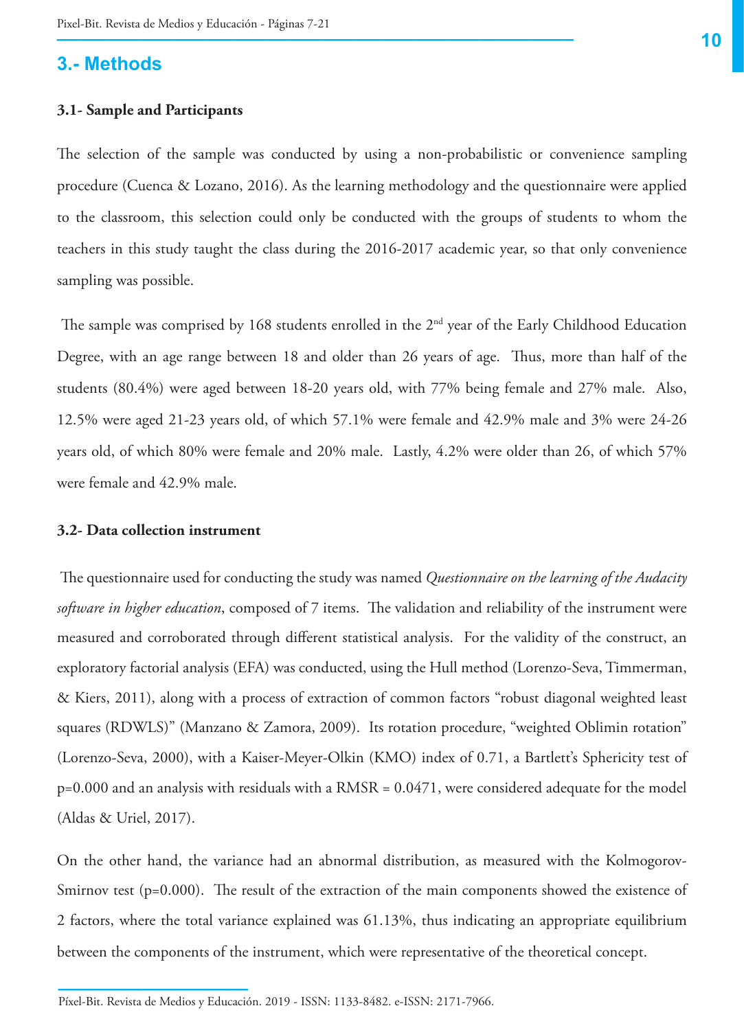## 3.- Methods

### 3.1- Sample and Participants

The selection of the sample was conducted by using a non-probabilistic or convenience sampling procedure (Cuenca & Lozano, 2016). As the learning methodology and the questionnaire were applied to the classroom, this selection could only be conducted with the groups of students to whom the teachers in this study taught the class during the 2016-2017 academic year, so that only convenience sampling was possible.

The sample was comprised by 168 students enrolled in the 2nd year of the Early Childhood Education Degree, with an age range between 18 and older than 26 years of age. Thus, more than half of the students (80.4%) were aged between 18-20 years old, with 77% being female and 27% male. Also, 12.5% were aged 21-23 years old, of which 57.1% were female and 42.9% male and 3% were 24-26 years old, of which 80% were female and 20% male. Lastly, 4.2% were older than 26, of which 57% were female and 42.9% male.

### 3.2- Data collection instrument

The questionnaire used for conducting the study was named *Questionnaire on the learning of the Audacity software in higher education*, composed of 7 items. The validation and reliability of the instrument were measured and corroborated through different statistical analysis. For the validity of the construct, an exploratory factorial analysis (EFA) was conducted, using the Hull method (Lorenzo-Seva, Timmerman, & Kiers, 2011), along with a process of extraction of common factors "robust diagonal weighted least squares (RDWLS)" (Manzano & Zamora, 2009). Its rotation procedure, "weighted Oblimin rotation" (Lorenzo-Seva, 2000), with a Kaiser-Meyer-Olkin (KMO) index of 0.71, a Bartlett's Sphericity test of $p=0.000$ and an analysis with residuals with a $RMSR = 0.0471$, were considered adequate for the model (Aldas & Uriel, 2017).

On the other hand, the variance had an abnormal distribution, as measured with the Kolmogorov-Smirnov test ($p=0.000$). The result of the extraction of the main components showed the existence of 2 factors, where the total variance explained was 61.13%, thus indicating an appropriate equilibrium between the components of the instrument, which were representative of the theoretical concept.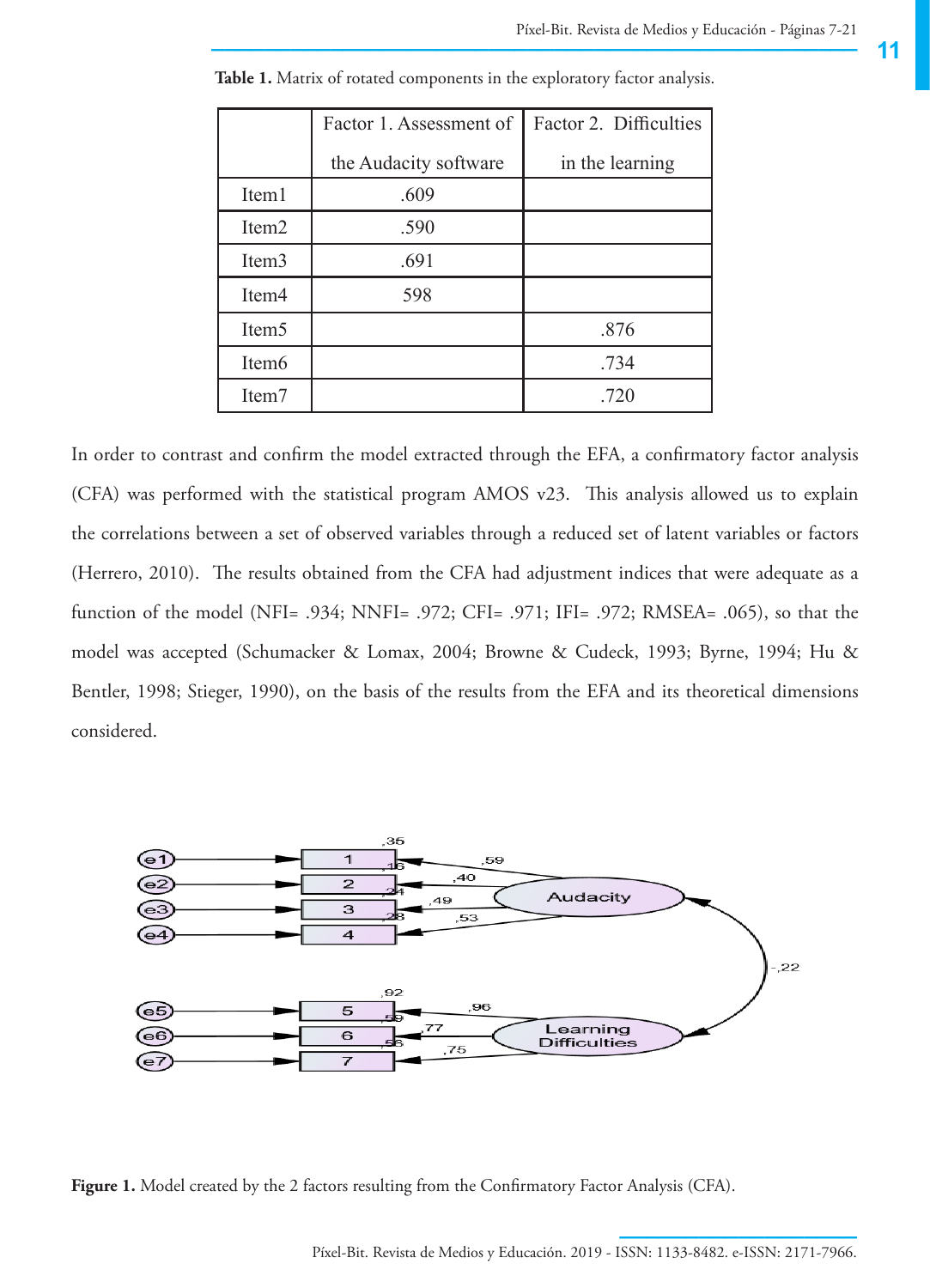**Table 1.** Matrix of rotated components in the exploratory factor analysis.

| | Factor 1. Assessment of the Audacity software | Factor 2. Difficulties in the learning |
|---|---|---|
| Item1 | .609 | |
| Item2 | .590 | |
| Item3 | .691 | |
| Item4 | 598 | |
| Item5 | | .876 |
| Item6 | | .734 |
| Item7 | | .720 |

In order to contrast and confirm the model extracted through the EFA, a confirmatory factor analysis (CFA) was performed with the statistical program AMOS v23. This analysis allowed us to explain the correlations between a set of observed variables through a reduced set of latent variables or factors (Herrero, 2010). The results obtained from the CFA had adjustment indices that were adequate as a function of the model (NFI= .934; NNFI= .972; CFI= .971; IFI= .972; RMSEA= .065), so that the model was accepted (Schumacker & Lomax, 2004; Browne & Cudeck, 1993; Byrne, 1994; Hu & Bentler, 1998; Stieger, 1990), on the basis of the results from the EFA and its theoretical dimensions considered.

**Figure 1.** Model created by the 2 factors resulting from the Confirmatory Factor Analysis (CFA).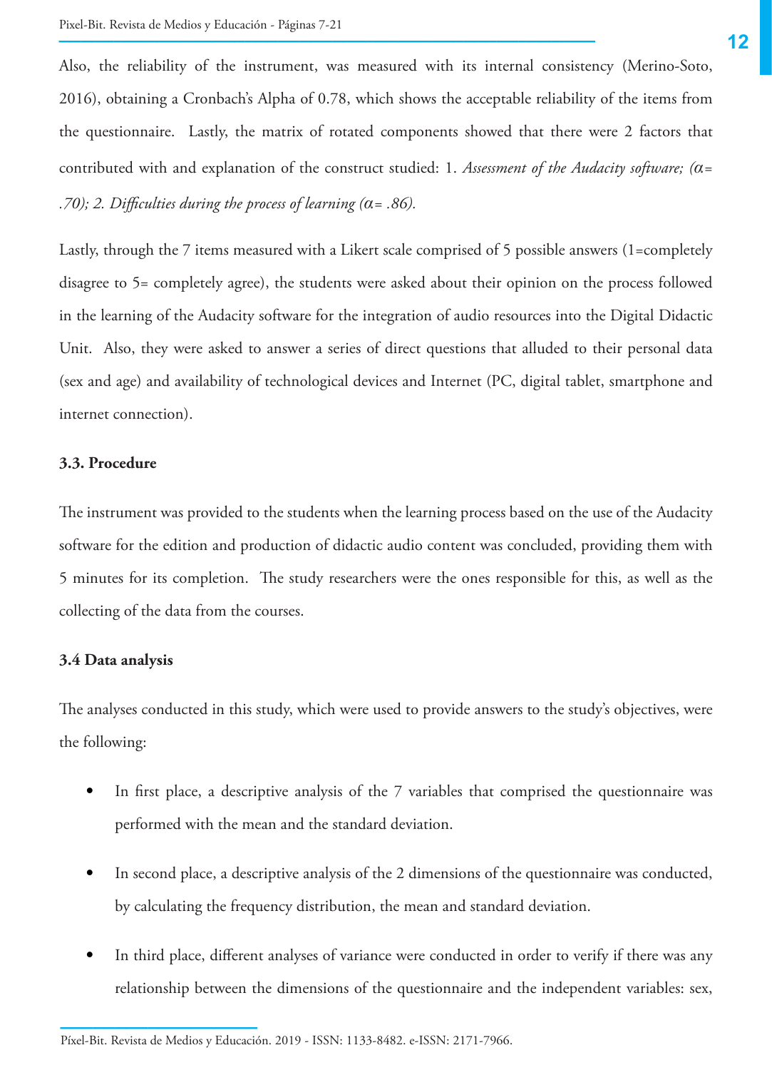Also, the reliability of the instrument, was measured with its internal consistency (Merino-Soto, 2016), obtaining a Cronbach's Alpha of 0.78, which shows the acceptable reliability of the items from the questionnaire. Lastly, the matrix of rotated components showed that there were 2 factors that contributed with and explanation of the construct studied: 1. *Assessment of the Audacity software; (α= .70); 2. Difficulties during the process of learning (α= .86).*

Lastly, through the 7 items measured with a Likert scale comprised of 5 possible answers (1=completely disagree to 5= completely agree), the students were asked about their opinion on the process followed in the learning of the Audacity software for the integration of audio resources into the Digital Didactic Unit. Also, they were asked to answer a series of direct questions that alluded to their personal data (sex and age) and availability of technological devices and Internet (PC, digital tablet, smartphone and internet connection).

### 3.3. Procedure

The instrument was provided to the students when the learning process based on the use of the Audacity software for the edition and production of didactic audio content was concluded, providing them with 5 minutes for its completion. The study researchers were the ones responsible for this, as well as the collecting of the data from the courses.

### 3.4 Data analysis

The analyses conducted in this study, which were used to provide answers to the study's objectives, were the following:

- In first place, a descriptive analysis of the 7 variables that comprised the questionnaire was performed with the mean and the standard deviation.
- In second place, a descriptive analysis of the 2 dimensions of the questionnaire was conducted, by calculating the frequency distribution, the mean and standard deviation.
- In third place, different analyses of variance were conducted in order to verify if there was any relationship between the dimensions of the questionnaire and the independent variables: sex,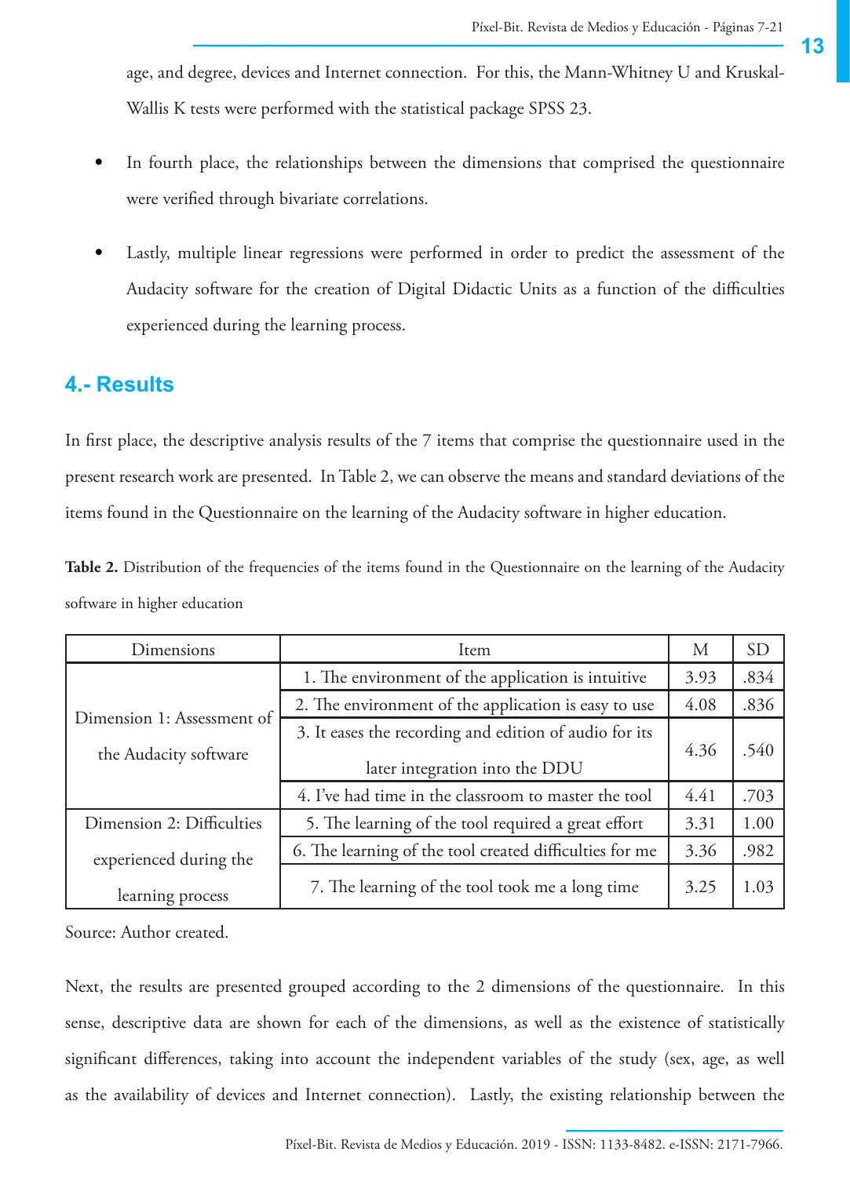age, and degree, devices and Internet connection. For this, the Mann-Whitney U and Kruskal-Wallis K tests were performed with the statistical package SPSS 23.

- In fourth place, the relationships between the dimensions that comprised the questionnaire were verified through bivariate correlations.
- Lastly, multiple linear regressions were performed in order to predict the assessment of the Audacity software for the creation of Digital Didactic Units as a function of the difficulties experienced during the learning process.

## 4.- Results

In first place, the descriptive analysis results of the 7 items that comprise the questionnaire used in the present research work are presented. In Table 2, we can observe the means and standard deviations of the items found in the Questionnaire on the learning of the Audacity software in higher education.

**Table 2.** Distribution of the frequencies of the items found in the Questionnaire on the learning of the Audacity software in higher education

| Dimensions | Item | M | SD |
|---|---|---|---|
| Dimension 1: Assessment of the Audacity software | 1. The environment of the application is intuitive | 3.93 | .834 |
| | 2. The environment of the application is easy to use | 4.08 | .836 |
| | 3. It eases the recording and edition of audio for its later integration into the DDU | 4.36 | .540 |
| | 4. I've had time in the classroom to master the tool | 4.41 | .703 |
| Dimension 2: Difficulties experienced during the learning process | 5. The learning of the tool required a great effort | 3.31 | 1.00 |
| | 6. The learning of the tool created difficulties for me | 3.36 | .982 |
| | 7. The learning of the tool took me a long time | 3.25 | 1.03 |

Source: Author created.

Next, the results are presented grouped according to the 2 dimensions of the questionnaire. In this sense, descriptive data are shown for each of the dimensions, as well as the existence of statistically significant differences, taking into account the independent variables of the study (sex, age, as well as the availability of devices and Internet connection). Lastly, the existing relationship between the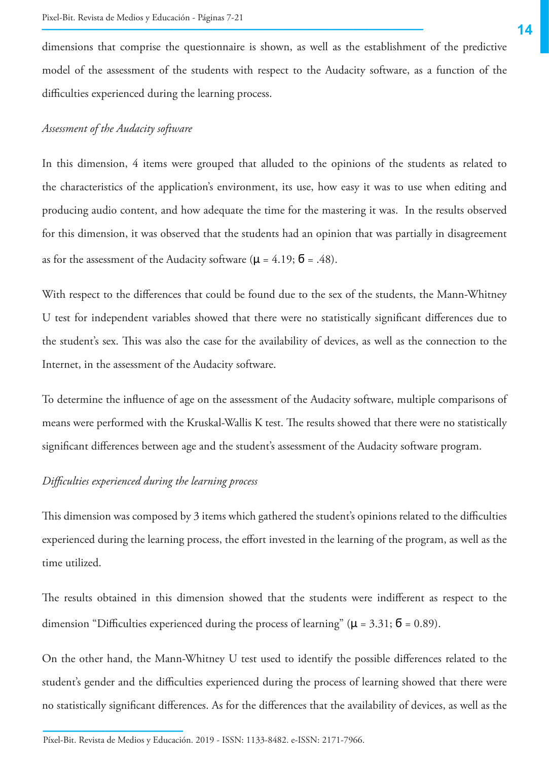dimensions that comprise the questionnaire is shown, as well as the establishment of the predictive model of the assessment of the students with respect to the Audacity software, as a function of the difficulties experienced during the learning process.

*Assessment of the Audacity software*

In this dimension, 4 items were grouped that alluded to the opinions of the students as related to the characteristics of the application's environment, its use, how easy it was to use when editing and producing audio content, and how adequate the time for the mastering it was. In the results observed for this dimension, it was observed that the students had an opinion that was partially in disagreement as for the assessment of the Audacity software ($\mu$ = 4.19; б = .48).

With respect to the differences that could be found due to the sex of the students, the Mann-Whitney U test for independent variables showed that there were no statistically significant differences due to the student's sex. This was also the case for the availability of devices, as well as the connection to the Internet, in the assessment of the Audacity software.

To determine the influence of age on the assessment of the Audacity software, multiple comparisons of means were performed with the Kruskal-Wallis K test. The results showed that there were no statistically significant differences between age and the student's assessment of the Audacity software program.

*Difficulties experienced during the learning process*

This dimension was composed by 3 items which gathered the student's opinions related to the difficulties experienced during the learning process, the effort invested in the learning of the program, as well as the time utilized.

The results obtained in this dimension showed that the students were indifferent as respect to the dimension "Difficulties experienced during the process of learning" ($\mu$ = 3.31; б = 0.89).

On the other hand, the Mann-Whitney U test used to identify the possible differences related to the student's gender and the difficulties experienced during the process of learning showed that there were no statistically significant differences. As for the differences that the availability of devices, as well as the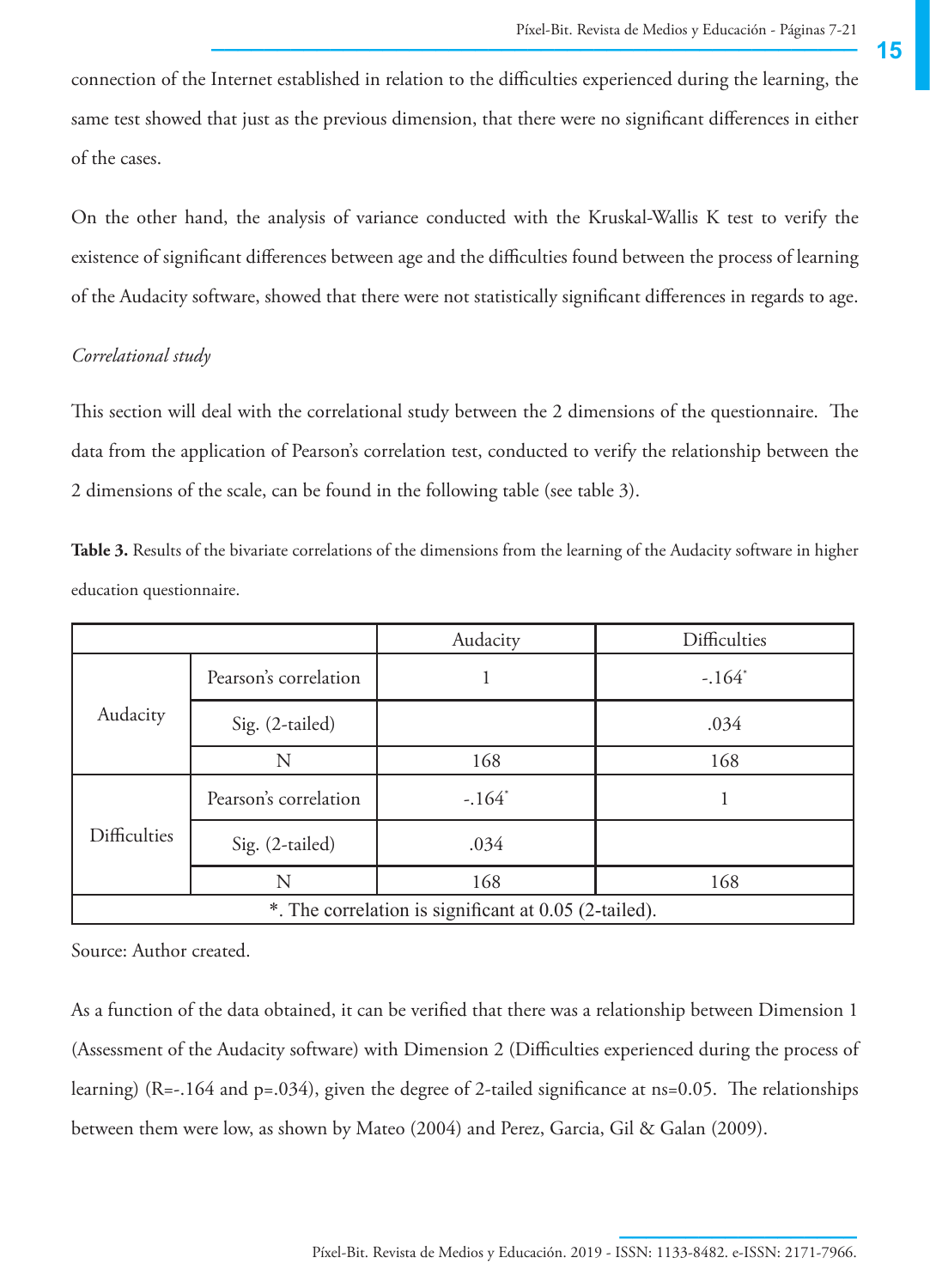connection of the Internet established in relation to the difficulties experienced during the learning, the same test showed that just as the previous dimension, that there were no significant differences in either of the cases.

On the other hand, the analysis of variance conducted with the Kruskal-Wallis K test to verify the existence of significant differences between age and the difficulties found between the process of learning of the Audacity software, showed that there were not statistically significant differences in regards to age.

*Correlational study*

This section will deal with the correlational study between the 2 dimensions of the questionnaire. The data from the application of Pearson's correlation test, conducted to verify the relationship between the 2 dimensions of the scale, can be found in the following table (see table 3).

**Table 3.** Results of the bivariate correlations of the dimensions from the learning of the Audacity software in higher education questionnaire.

| | | Audacity | Difficulties |
|---|---|---|---|
| Audacity | Pearson's correlation | 1 | -.164* |
| | Sig. (2-tailed) | | .034 |
| | N | 168 | 168 |
| Difficulties | Pearson's correlation | -.164* | 1 |
| | Sig. (2-tailed) | .034 | |
| | N | 168 | 168 |
| *. The correlation is significant at 0.05 (2-tailed). | | | |

Source: Author created.

As a function of the data obtained, it can be verified that there was a relationship between Dimension 1 (Assessment of the Audacity software) with Dimension 2 (Difficulties experienced during the process of learning) (R=-.164 and p=.034), given the degree of 2-tailed significance at ns=0.05. The relationships between them were low, as shown by Mateo (2004) and Perez, Garcia, Gil & Galan (2009).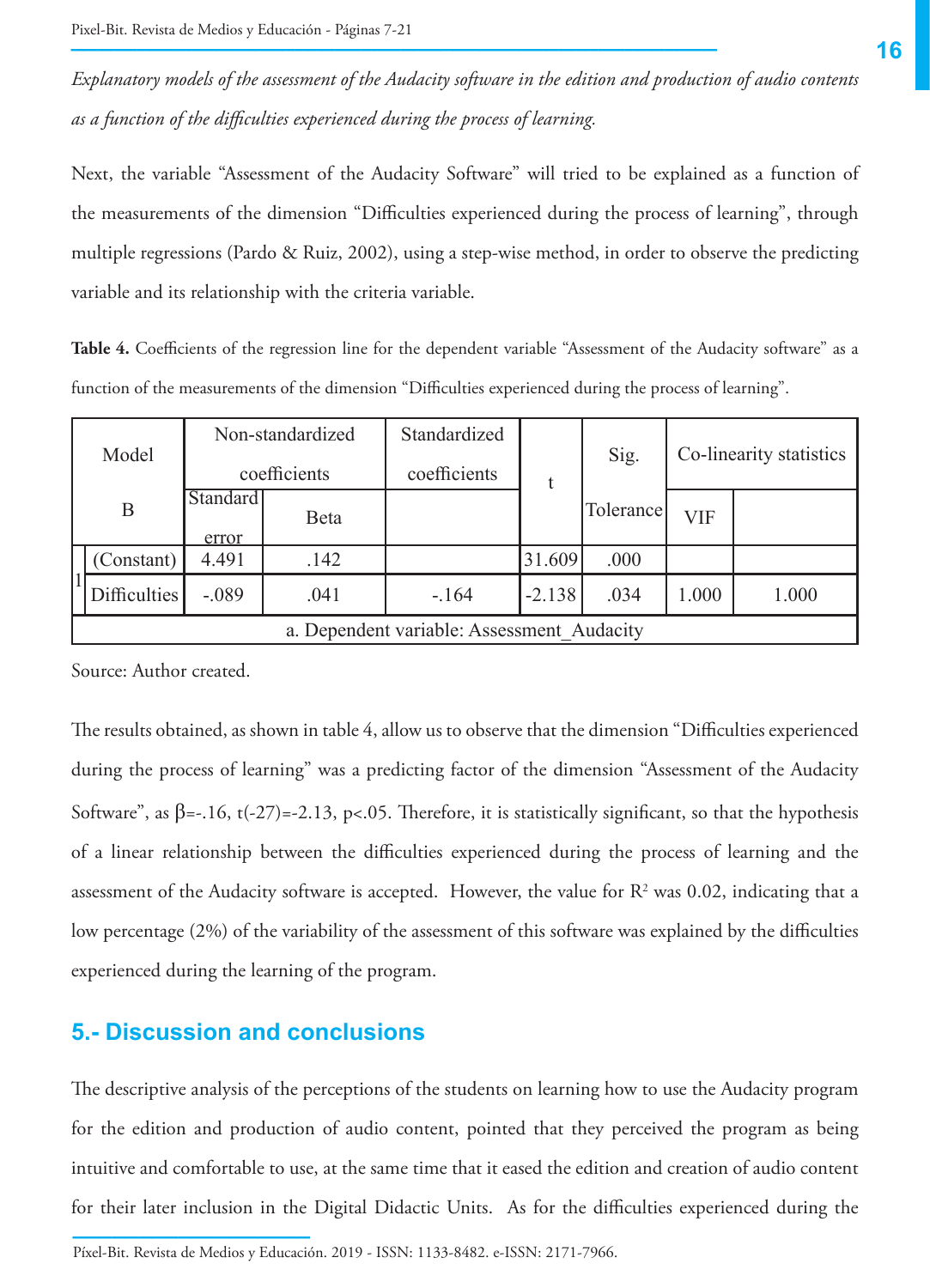*Explanatory models of the assessment of the Audacity software in the edition and production of audio contents as a function of the difficulties experienced during the process of learning.*

Next, the variable "Assessment of the Audacity Software" will tried to be explained as a function of the measurements of the dimension "Difficulties experienced during the process of learning", through multiple regressions (Pardo & Ruiz, 2002), using a step-wise method, in order to observe the predicting variable and its relationship with the criteria variable.

**Table 4.** Coefficients of the regression line for the dependent variable "Assessment of the Audacity software" as a function of the measurements of the dimension "Difficulties experienced during the process of learning".

| Model | Non-standardized coefficients | | Standardized coefficients | t | Sig. | Co-linearity statistics | |
|---|---|---|---|---|---|---|---|
| B | Standard error | Beta | | | Tolerance | VIF | |
| 1 (Constant) | 4.491 | .142 | | 31.609 | .000 | | |
| Difficulties | -.089 | .041 | -.164 | -2.138 | .034 | 1.000 | 1.000 |
| a. Dependent variable: Assessment_Audacity | | | | | | | |

Source: Author created.

The results obtained, as shown in table 4, allow us to observe that the dimension "Difficulties experienced during the process of learning" was a predicting factor of the dimension "Assessment of the Audacity Software", as $\beta$=-.16, t(-27)=-2.13, p<.05. Therefore, it is statistically significant, so that the hypothesis of a linear relationship between the difficulties experienced during the process of learning and the assessment of the Audacity software is accepted. However, the value for $R^2$ was 0.02, indicating that a low percentage (2%) of the variability of the assessment of this software was explained by the difficulties experienced during the learning of the program.

## 5.- Discussion and conclusions

The descriptive analysis of the perceptions of the students on learning how to use the Audacity program for the edition and production of audio content, pointed that they perceived the program as being intuitive and comfortable to use, at the same time that it eased the edition and creation of audio content for their later inclusion in the Digital Didactic Units. As for the difficulties experienced during the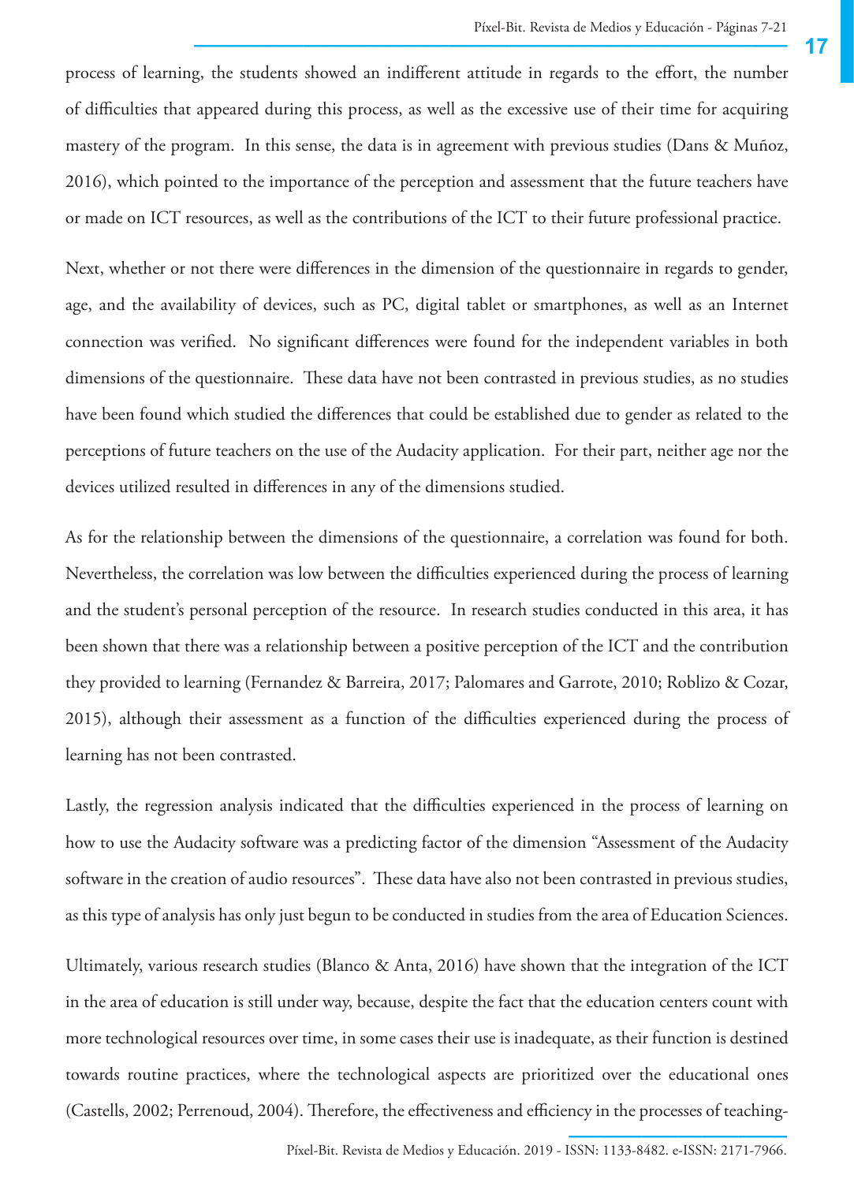process of learning, the students showed an indifferent attitude in regards to the effort, the number of difficulties that appeared during this process, as well as the excessive use of their time for acquiring mastery of the program. In this sense, the data is in agreement with previous studies (Dans & Muñoz, 2016), which pointed to the importance of the perception and assessment that the future teachers have or made on ICT resources, as well as the contributions of the ICT to their future professional practice.

Next, whether or not there were differences in the dimension of the questionnaire in regards to gender, age, and the availability of devices, such as PC, digital tablet or smartphones, as well as an Internet connection was verified. No significant differences were found for the independent variables in both dimensions of the questionnaire. These data have not been contrasted in previous studies, as no studies have been found which studied the differences that could be established due to gender as related to the perceptions of future teachers on the use of the Audacity application. For their part, neither age nor the devices utilized resulted in differences in any of the dimensions studied.

As for the relationship between the dimensions of the questionnaire, a correlation was found for both. Nevertheless, the correlation was low between the difficulties experienced during the process of learning and the student's personal perception of the resource. In research studies conducted in this area, it has been shown that there was a relationship between a positive perception of the ICT and the contribution they provided to learning (Fernandez & Barreira, 2017; Palomares and Garrote, 2010; Roblizo & Cozar, 2015), although their assessment as a function of the difficulties experienced during the process of learning has not been contrasted.

Lastly, the regression analysis indicated that the difficulties experienced in the process of learning on how to use the Audacity software was a predicting factor of the dimension "Assessment of the Audacity software in the creation of audio resources". These data have also not been contrasted in previous studies, as this type of analysis has only just begun to be conducted in studies from the area of Education Sciences.

Ultimately, various research studies (Blanco & Anta, 2016) have shown that the integration of the ICT in the area of education is still under way, because, despite the fact that the education centers count with more technological resources over time, in some cases their use is inadequate, as their function is destined towards routine practices, where the technological aspects are prioritized over the educational ones (Castells, 2002; Perrenoud, 2004). Therefore, the effectiveness and efficiency in the processes of teaching-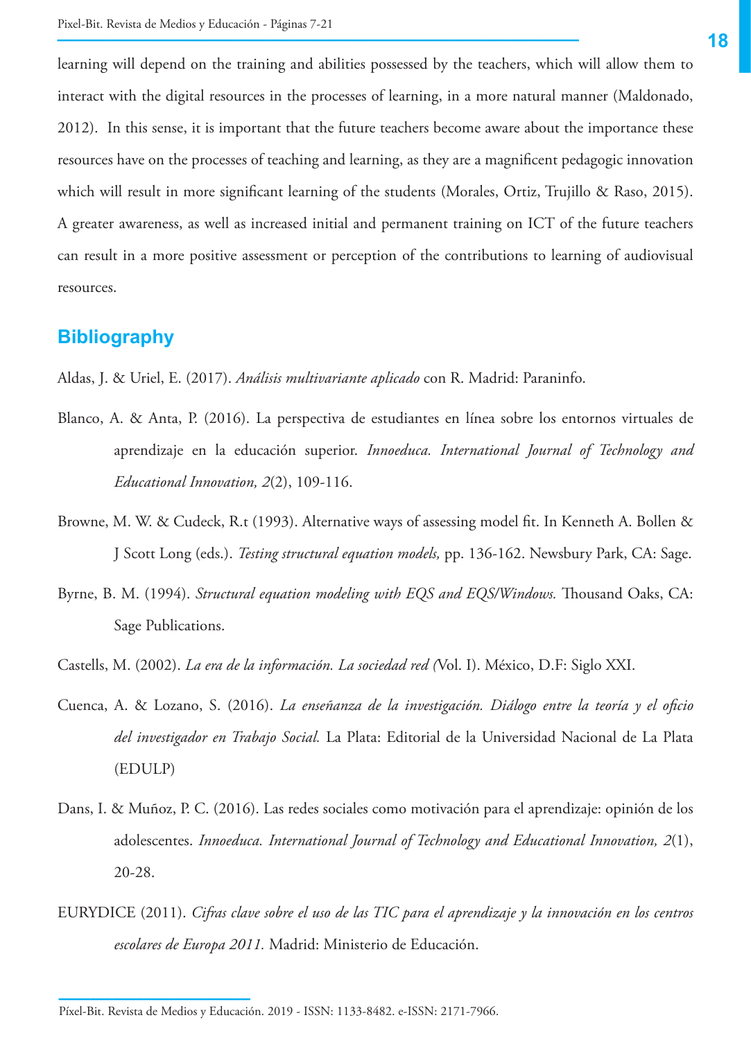learning will depend on the training and abilities possessed by the teachers, which will allow them to interact with the digital resources in the processes of learning, in a more natural manner (Maldonado, 2012). In this sense, it is important that the future teachers become aware about the importance these resources have on the processes of teaching and learning, as they are a magnificent pedagogic innovation which will result in more significant learning of the students (Morales, Ortiz, Trujillo & Raso, 2015). A greater awareness, as well as increased initial and permanent training on ICT of the future teachers can result in a more positive assessment or perception of the contributions to learning of audiovisual resources.

## Bibliography

Aldas, J. & Uriel, E. (2017). *Análisis multivariante aplicado* con R. Madrid: Paraninfo.

Blanco, A. & Anta, P. (2016). La perspectiva de estudiantes en línea sobre los entornos virtuales de aprendizaje en la educación superior. *Innoeduca. International Journal of Technology and Educational Innovation, 2*(2), 109-116.

Browne, M. W. & Cudeck, R.t (1993). Alternative ways of assessing model fit. In Kenneth A. Bollen & J Scott Long (eds.). *Testing structural equation models,* pp. 136-162. Newsbury Park, CA: Sage.

Byrne, B. M. (1994). *Structural equation modeling with EQS and EQS/Windows.* Thousand Oaks, CA: Sage Publications.

Castells, M. (2002). *La era de la información. La sociedad red (*Vol. I). México, D.F: Siglo XXI.

Cuenca, A. & Lozano, S. (2016). *La enseñanza de la investigación. Diálogo entre la teoría y el oficio del investigador en Trabajo Social.* La Plata: Editorial de la Universidad Nacional de La Plata (EDULP)

Dans, I. & Muñoz, P. C. (2016). Las redes sociales como motivación para el aprendizaje: opinión de los adolescentes. *Innoeduca. International Journal of Technology and Educational Innovation, 2*(1), 20-28.

EURYDICE (2011). *Cifras clave sobre el uso de las TIC para el aprendizaje y la innovación en los centros escolares de Europa 2011.* Madrid: Ministerio de Educación.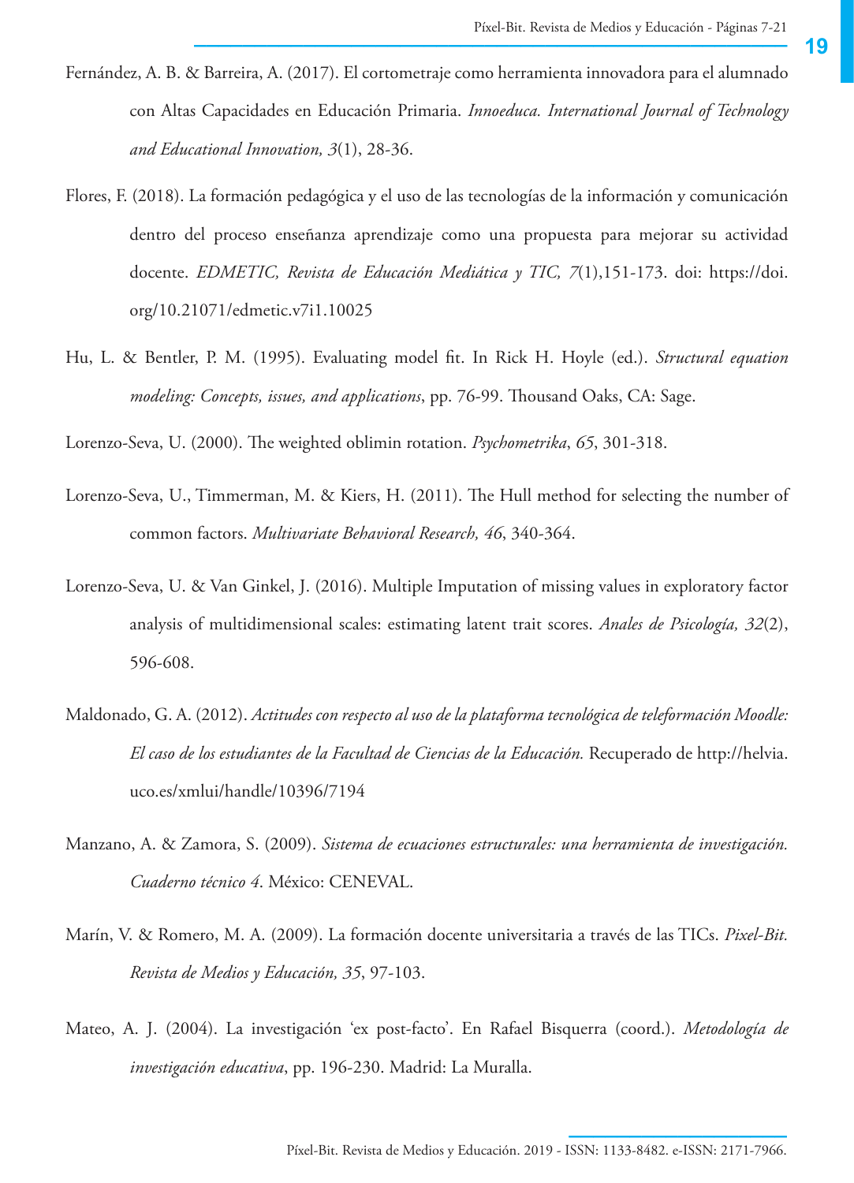Fernández, A. B. & Barreira, A. (2017). El cortometraje como herramienta innovadora para el alumnado con Altas Capacidades en Educación Primaria. *Innoeduca. International Journal of Technology and Educational Innovation, 3*(1), 28-36.

Flores, F. (2018). La formación pedagógica y el uso de las tecnologías de la información y comunicación dentro del proceso enseñanza aprendizaje como una propuesta para mejorar su actividad docente. *EDMETIC, Revista de Educación Mediática y TIC, 7*(1),151-173. doi: https://doi.org/10.21071/edmetic.v7i1.10025

Hu, L. & Bentler, P. M. (1995). Evaluating model fit. In Rick H. Hoyle (ed.). *Structural equation modeling: Concepts, issues, and applications*, pp. 76-99. Thousand Oaks, CA: Sage.

Lorenzo-Seva, U. (2000). The weighted oblimin rotation. *Psychometrika*, *65*, 301-318.

Lorenzo-Seva, U., Timmerman, M. & Kiers, H. (2011). The Hull method for selecting the number of common factors. *Multivariate Behavioral Research, 46*, 340-364.

Lorenzo-Seva, U. & Van Ginkel, J. (2016). Multiple Imputation of missing values in exploratory factor analysis of multidimensional scales: estimating latent trait scores. *Anales de Psicología, 32*(2), 596-608.

Maldonado, G. A. (2012). *Actitudes con respecto al uso de la plataforma tecnológica de teleformación Moodle: El caso de los estudiantes de la Facultad de Ciencias de la Educación.* Recuperado de http://helvia.uco.es/xmlui/handle/10396/7194

Manzano, A. & Zamora, S. (2009). *Sistema de ecuaciones estructurales: una herramienta de investigación. Cuaderno técnico 4*. México: CENEVAL.

Marín, V. & Romero, M. A. (2009). La formación docente universitaria a través de las TICs. *Pixel-Bit. Revista de Medios y Educación, 35*, 97-103.

Mateo, A. J. (2004). La investigación 'ex post-facto'. En Rafael Bisquerra (coord.). *Metodología de investigación educativa*, pp. 196-230. Madrid: La Muralla.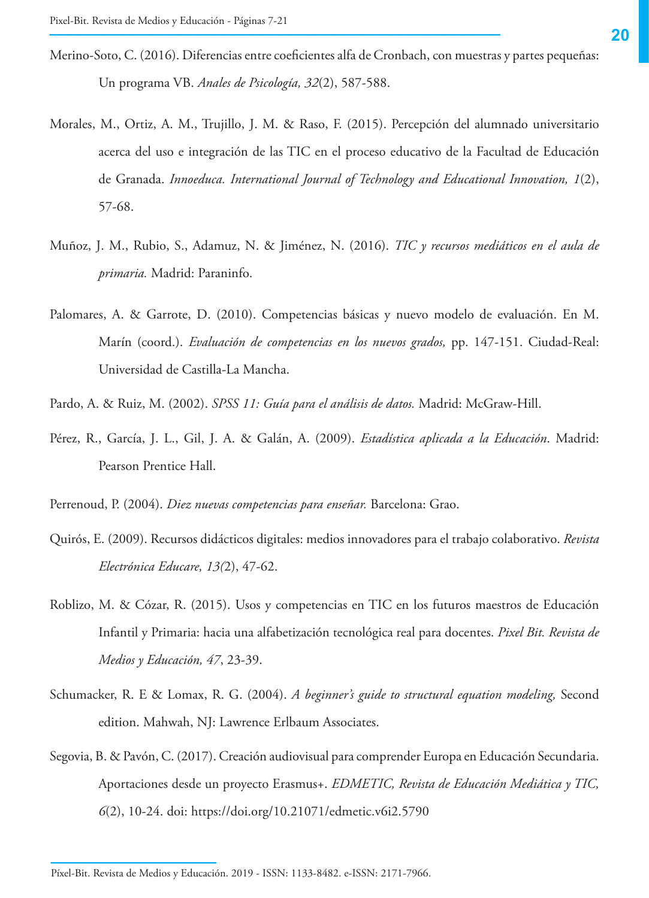Merino-Soto, C. (2016). Diferencias entre coeficientes alfa de Cronbach, con muestras y partes pequeñas: Un programa VB. *Anales de Psicología, 32*(2), 587-588.

Morales, M., Ortiz, A. M., Trujillo, J. M. & Raso, F. (2015). Percepción del alumnado universitario acerca del uso e integración de las TIC en el proceso educativo de la Facultad de Educación de Granada. *Innoeduca. International Journal of Technology and Educational Innovation, 1*(2), 57-68.

Muñoz, J. M., Rubio, S., Adamuz, N. & Jiménez, N. (2016). *TIC y recursos mediáticos en el aula de primaria.* Madrid: Paraninfo.

Palomares, A. & Garrote, D. (2010). Competencias básicas y nuevo modelo de evaluación. En M. Marín (coord.). *Evaluación de competencias en los nuevos grados,* pp. 147-151. Ciudad-Real: Universidad de Castilla-La Mancha.

Pardo, A. & Ruiz, M. (2002). *SPSS 11: Guía para el análisis de datos.* Madrid: McGraw-Hill.

Pérez, R., García, J. L., Gil, J. A. & Galán, A. (2009). *Estadística aplicada a la Educación*. Madrid: Pearson Prentice Hall.

Perrenoud, P. (2004). *Diez nuevas competencias para enseñar.* Barcelona: Grao.

Quirós, E. (2009). Recursos didácticos digitales: medios innovadores para el trabajo colaborativo. *Revista Electrónica Educare, 13(*2), 47-62.

Roblizo, M. & Cózar, R. (2015). Usos y competencias en TIC en los futuros maestros de Educación Infantil y Primaria: hacia una alfabetización tecnológica real para docentes. *Pixel Bit. Revista de Medios y Educación, 47*, 23-39.

Schumacker, R. E & Lomax, R. G. (2004). *A beginner's guide to structural equation modeling,* Second edition. Mahwah, NJ: Lawrence Erlbaum Associates.

Segovia, B. & Pavón, C. (2017). Creación audiovisual para comprender Europa en Educación Secundaria. Aportaciones desde un proyecto Erasmus+. *EDMETIC, Revista de Educación Mediática y TIC, 6*(2), 10-24. doi: https://doi.org/10.21071/edmetic.v6i2.5790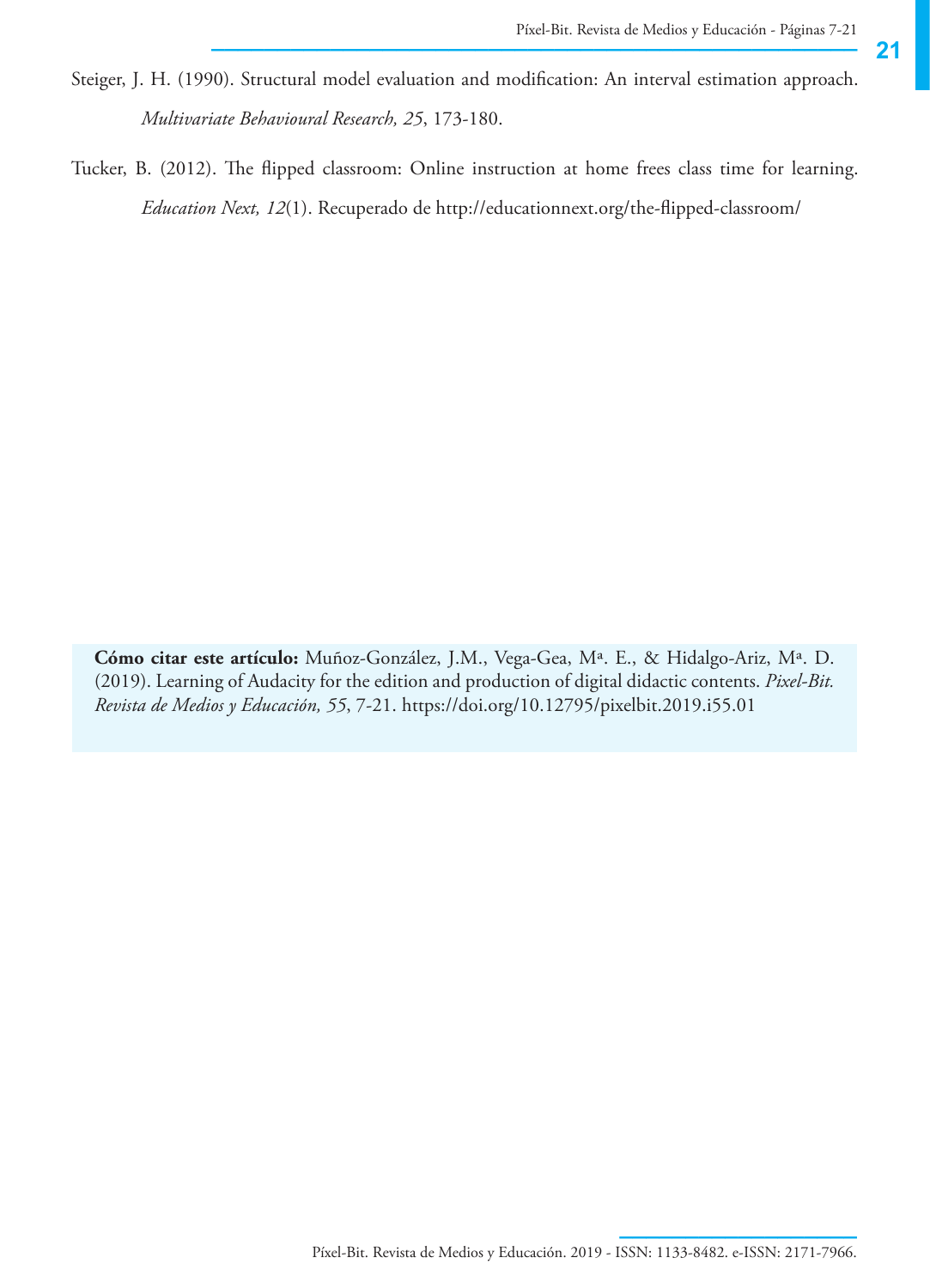Steiger, J. H. (1990). Structural model evaluation and modification: An interval estimation approach. *Multivariate Behavioural Research, 25*, 173-180.

Tucker, B. (2012). The flipped classroom: Online instruction at home frees class time for learning. *Education Next, 12*(1). Recuperado de http://educationnext.org/the-flipped-classroom/

**Cómo citar este artículo:** Muñoz-González, J.M., Vega-Gea, Mª. E., & Hidalgo-Ariz, Mª. D. (2019). Learning of Audacity for the edition and production of digital didactic contents. *Pixel-Bit. Revista de Medios y Educación, 55*, 7-21. https://doi.org/10.12795/pixelbit.2019.i55.01